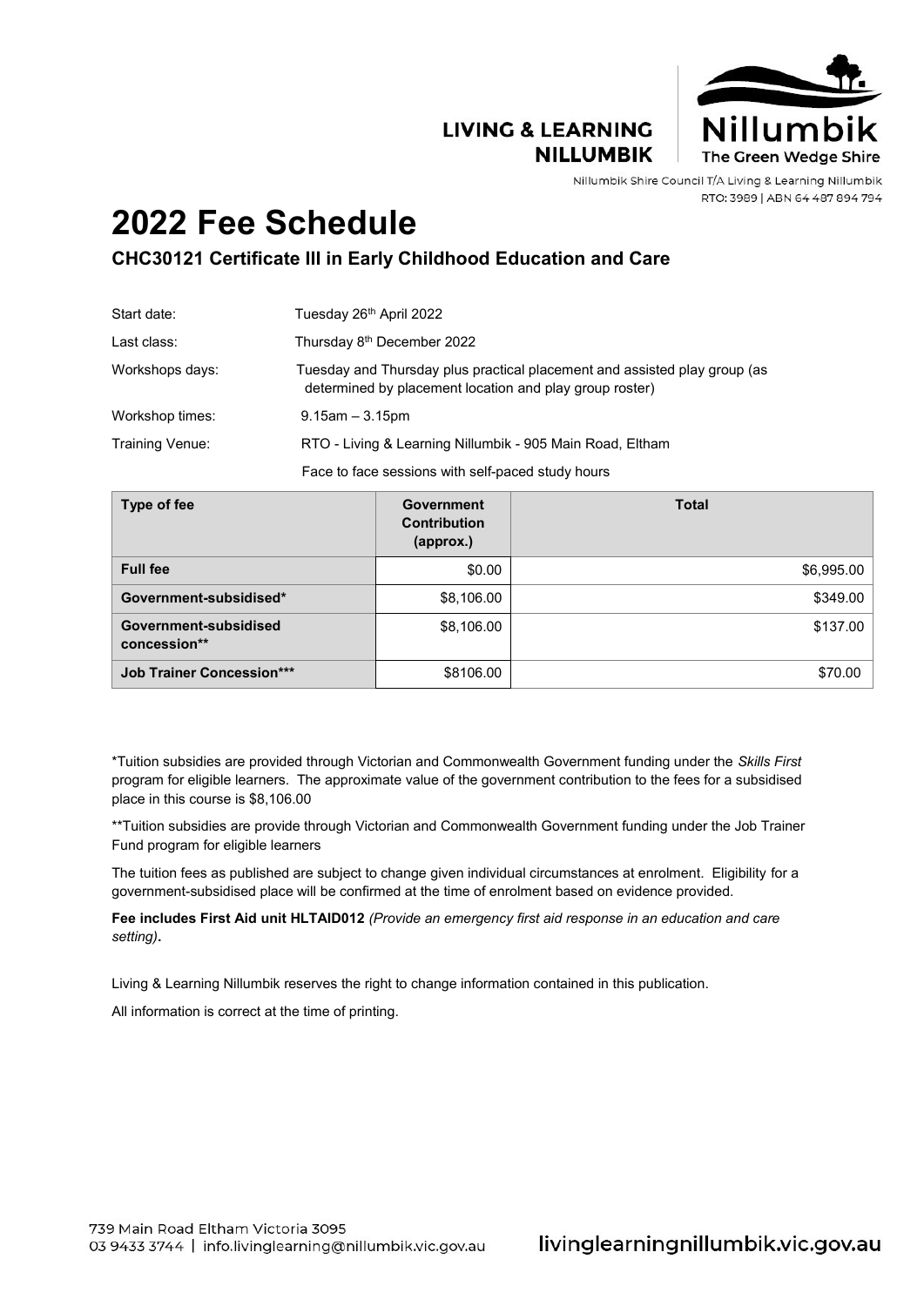LIVING & LEARNING NILLUMBIK

Nillumbik The Green Wedge Shire

Nillumbik Shire Council T/A Living & Learning Nillumbik
RTO: 3989 | ABN 64 487 894 794

# 2022 Fee Schedule

## CHC30121 Certificate III in Early Childhood Education and Care

| | |
|---|---|
| Start date: | Tuesday 26th April 2022 |
| Last class: | Thursday 8th December 2022 |
| Workshops days: | Tuesday and Thursday plus practical placement and assisted play group (as determined by placement location and play group roster) |
| Workshop times: | 9.15am – 3.15pm |
| Training Venue: | RTO - Living & Learning Nillumbik - 905 Main Road, Eltham |
| | Face to face sessions with self-paced study hours |

| Type of fee | Government Contribution (approx.) | Total |
|---|---|---|
| **Full fee** | $0.00 | $6,995.00 |
| **Government-subsidised*** | $8,106.00 | $349.00 |
| **Government-subsidised concession**** | $8,106.00 | $137.00 |
| **Job Trainer Concession***** | $8106.00 | $70.00 |

*Tuition subsidies are provided through Victorian and Commonwealth Government funding under the *Skills First* program for eligible learners. The approximate value of the government contribution to the fees for a subsidised place in this course is $8,106.00

**Tuition subsidies are provide through Victorian and Commonwealth Government funding under the Job Trainer Fund program for eligible learners

The tuition fees as published are subject to change given individual circumstances at enrolment. Eligibility for a government-subsidised place will be confirmed at the time of enrolment based on evidence provided.

**Fee includes First Aid unit HLTAID012** *(Provide an emergency first aid response in an education and care setting)***.**

Living & Learning Nillumbik reserves the right to change information contained in this publication.

All information is correct at the time of printing.

739 Main Road Eltham Victoria 3095
03 9433 3744 | info.livinglearning@nillumbik.vic.gov.au

livinglearningnillumbik.vic.gov.au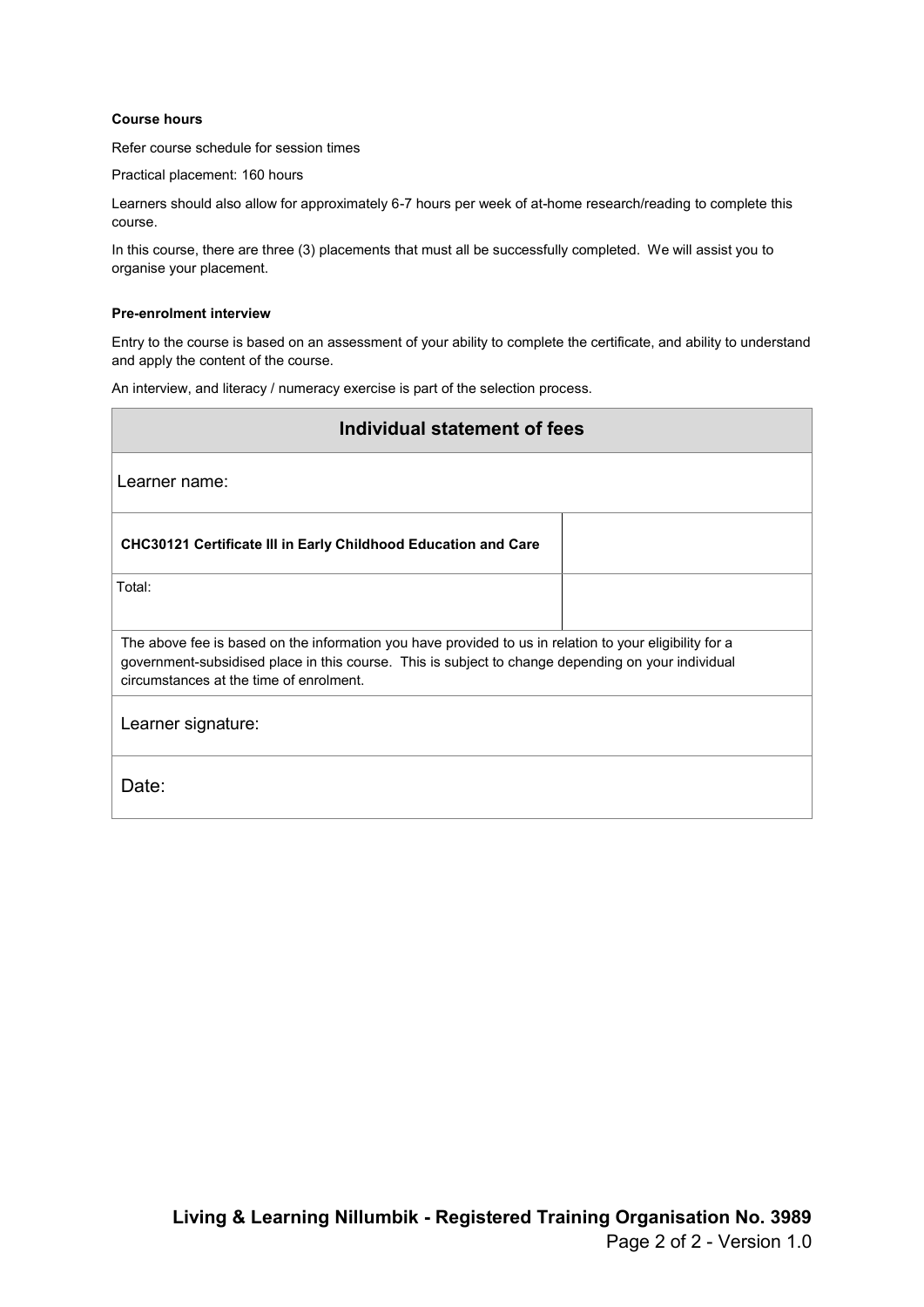**Course hours**

Refer course schedule for session times

Practical placement: 160 hours

Learners should also allow for approximately 6-7 hours per week of at-home research/reading to complete this course.

In this course, there are three (3) placements that must all be successfully completed. We will assist you to organise your placement.

**Pre-enrolment interview**

Entry to the course is based on an assessment of your ability to complete the certificate, and ability to understand and apply the content of the course.

An interview, and literacy / numeracy exercise is part of the selection process.

| Individual statement of fees | |
|---|---|
| Learner name: | |
| **CHC30121 Certificate III in Early Childhood Education and Care** | |
| Total: | |
| The above fee is based on the information you have provided to us in relation to your eligibility for a government-subsidised place in this course. This is subject to change depending on your individual circumstances at the time of enrolment. | |
| Learner signature: | |
| Date: | |

**Living & Learning Nillumbik - Registered Training Organisation No. 3989**

Version 1.0